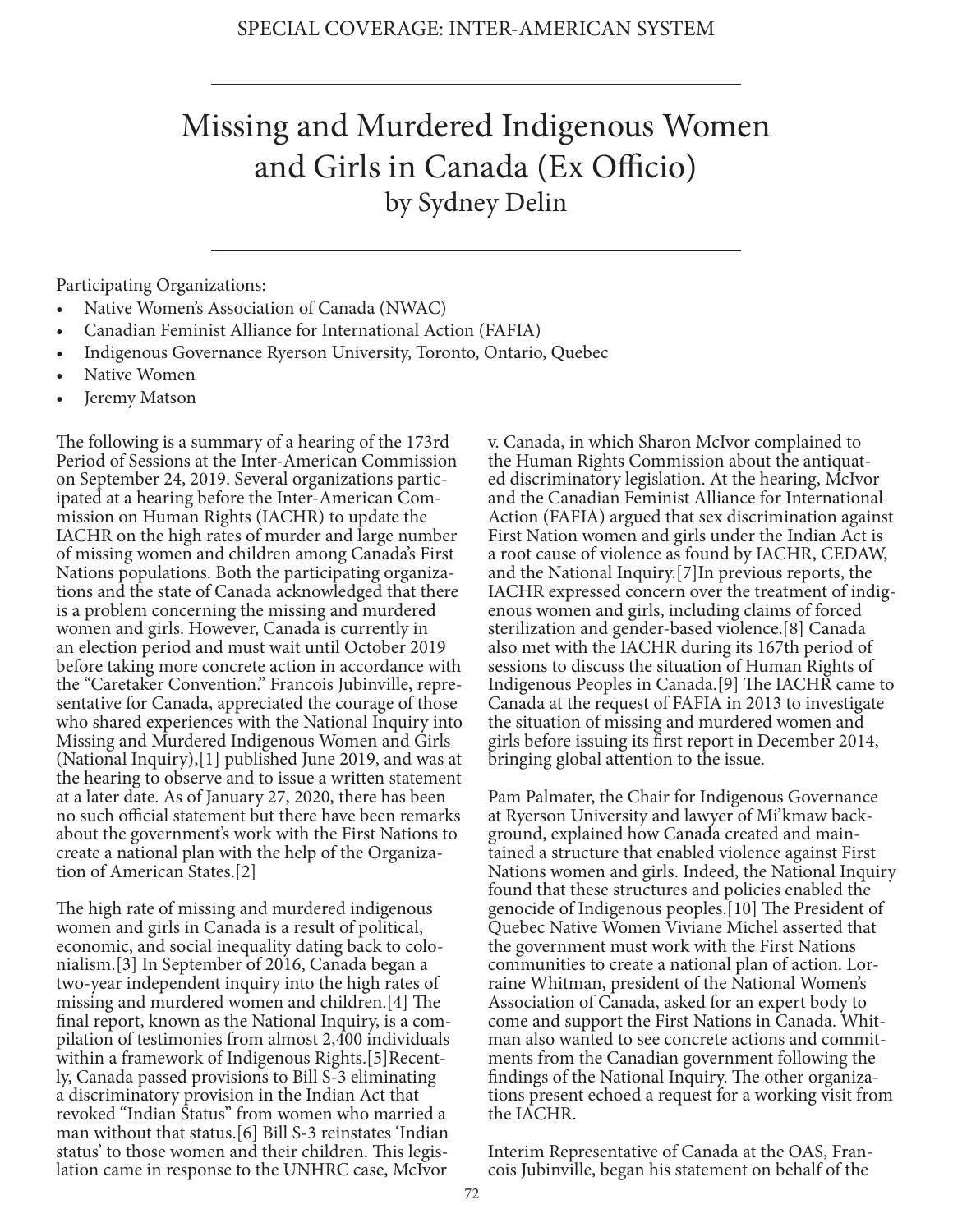SPECIAL COVERAGE: INTER-AMERICAN SYSTEM

# Missing and Murdered Indigenous Women and Girls in Canada (Ex Officio)

by Sydney Delin

Participating Organizations:

- Native Women's Association of Canada (NWAC)
- Canadian Feminist Alliance for International Action (FAFIA)
- Indigenous Governance Ryerson University, Toronto, Ontario, Quebec
- Native Women
- Jeremy Matson

The following is a summary of a hearing of the 173rd Period of Sessions at the Inter-American Commission on September 24, 2019. Several organizations participated at a hearing before the Inter-American Commission on Human Rights (IACHR) to update the IACHR on the high rates of murder and large number of missing women and children among Canada's First Nations populations. Both the participating organizations and the state of Canada acknowledged that there is a problem concerning the missing and murdered women and girls. However, Canada is currently in an election period and must wait until October 2019 before taking more concrete action in accordance with the "Caretaker Convention." Francois Jubinville, representative for Canada, appreciated the courage of those who shared experiences with the National Inquiry into Missing and Murdered Indigenous Women and Girls (National Inquiry),[1] published June 2019, and was at the hearing to observe and to issue a written statement at a later date. As of January 27, 2020, there has been no such official statement but there have been remarks about the government's work with the First Nations to create a national plan with the help of the Organization of American States.[2]

The high rate of missing and murdered indigenous women and girls in Canada is a result of political, economic, and social inequality dating back to colonialism.[3] In September of 2016, Canada began a two-year independent inquiry into the high rates of missing and murdered women and children.[4] The final report, known as the National Inquiry, is a compilation of testimonies from almost 2,400 individuals within a framework of Indigenous Rights.[5]Recently, Canada passed provisions to Bill S-3 eliminating a discriminatory provision in the Indian Act that revoked "Indian Status" from women who married a man without that status.[6] Bill S-3 reinstates 'Indian status' to those women and their children. This legislation came in response to the UNHRC case, McIvor v. Canada, in which Sharon McIvor complained to the Human Rights Commission about the antiquated discriminatory legislation. At the hearing, McIvor and the Canadian Feminist Alliance for International Action (FAFIA) argued that sex discrimination against First Nation women and girls under the Indian Act is a root cause of violence as found by IACHR, CEDAW, and the National Inquiry.[7]In previous reports, the IACHR expressed concern over the treatment of indigenous women and girls, including claims of forced sterilization and gender-based violence.[8] Canada also met with the IACHR during its 167th period of sessions to discuss the situation of Human Rights of Indigenous Peoples in Canada.[9] The IACHR came to Canada at the request of FAFIA in 2013 to investigate the situation of missing and murdered women and girls before issuing its first report in December 2014, bringing global attention to the issue.

Pam Palmater, the Chair for Indigenous Governance at Ryerson University and lawyer of Mi'kmaw background, explained how Canada created and maintained a structure that enabled violence against First Nations women and girls. Indeed, the National Inquiry found that these structures and policies enabled the genocide of Indigenous peoples.[10] The President of Quebec Native Women Viviane Michel asserted that the government must work with the First Nations communities to create a national plan of action. Lorraine Whitman, president of the National Women's Association of Canada, asked for an expert body to come and support the First Nations in Canada. Whitman also wanted to see concrete actions and commitments from the Canadian government following the findings of the National Inquiry. The other organizations present echoed a request for a working visit from the IACHR.

Interim Representative of Canada at the OAS, Francois Jubinville, began his statement on behalf of the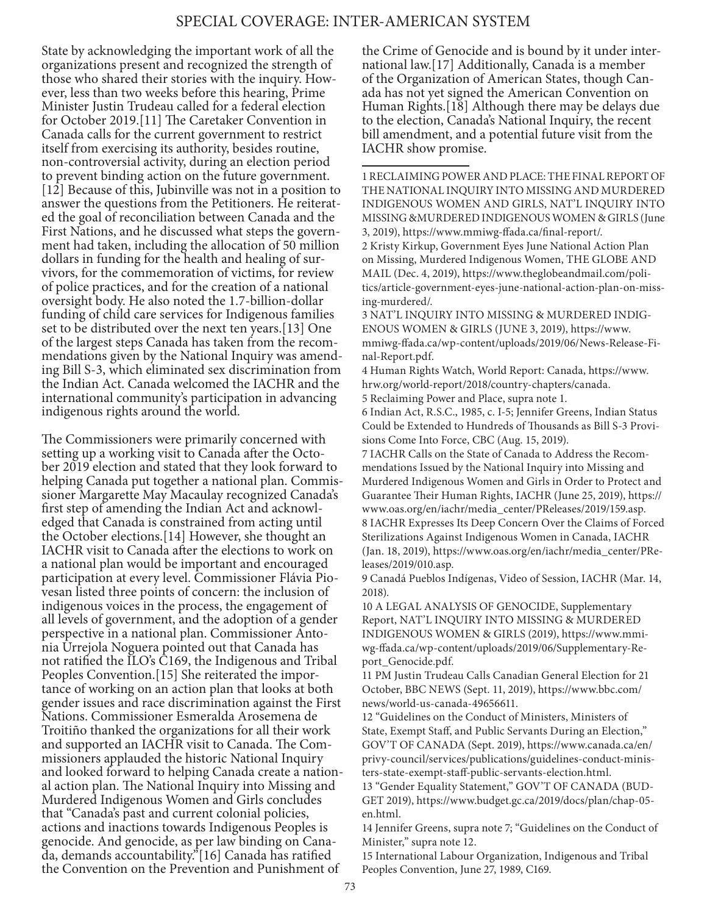State by acknowledging the important work of all the organizations present and recognized the strength of those who shared their stories with the inquiry. However, less than two weeks before this hearing, Prime Minister Justin Trudeau called for a federal election for October 2019.[11] The Caretaker Convention in Canada calls for the current government to restrict itself from exercising its authority, besides routine, non-controversial activity, during an election period to prevent binding action on the future government.[12] Because of this, Jubinville was not in a position to answer the questions from the Petitioners. He reiterated the goal of reconciliation between Canada and the First Nations, and he discussed what steps the government had taken, including the allocation of 50 million dollars in funding for the health and healing of survivors, for the commemoration of victims, for review of police practices, and for the creation of a national oversight body. He also noted the 1.7-billion-dollar funding of child care services for Indigenous families set to be distributed over the next ten years.[13] One of the largest steps Canada has taken from the recommendations given by the National Inquiry was amending Bill S-3, which eliminated sex discrimination from the Indian Act. Canada welcomed the IACHR and the international community's participation in advancing indigenous rights around the world.

The Commissioners were primarily concerned with setting up a working visit to Canada after the October 2019 election and stated that they look forward to helping Canada put together a national plan. Commissioner Margarette May Macaulay recognized Canada's first step of amending the Indian Act and acknowledged that Canada is constrained from acting until the October elections.[14] However, she thought an IACHR visit to Canada after the elections to work on a national plan would be important and encouraged participation at every level. Commissioner Flávia Piovesan listed three points of concern: the inclusion of indigenous voices in the process, the engagement of all levels of government, and the adoption of a gender perspective in a national plan. Commissioner Antonia Urrejola Noguera pointed out that Canada has not ratified the ILO's C169, the Indigenous and Tribal Peoples Convention.[15] She reiterated the importance of working on an action plan that looks at both gender issues and race discrimination against the First Nations. Commissioner Esmeralda Arosemena de Troitiño thanked the organizations for all their work and supported an IACHR visit to Canada. The Commissioners applauded the historic National Inquiry and looked forward to helping Canada create a national action plan. The National Inquiry into Missing and Murdered Indigenous Women and Girls concludes that "Canada's past and current colonial policies, actions and inactions towards Indigenous Peoples is genocide. And genocide, as per law binding on Canada, demands accountability."[16] Canada has ratified the Convention on the Prevention and Punishment of the Crime of Genocide and is bound by it under international law.[17] Additionally, Canada is a member of the Organization of American States, though Canada has not yet signed the American Convention on Human Rights.[18] Although there may be delays due to the election, Canada's National Inquiry, the recent bill amendment, and a potential future visit from the IACHR show promise.

---

1 RECLAIMING POWER AND PLACE: THE FINAL REPORT OF THE NATIONAL INQUIRY INTO MISSING AND MURDERED INDIGENOUS WOMEN AND GIRLS, NAT'L INQUIRY INTO MISSING &MURDERED INDIGENOUS WOMEN & GIRLS (June 3, 2019), https://www.mmiwg-ffada.ca/final-report/.

2 Kristy Kirkup, Government Eyes June National Action Plan on Missing, Murdered Indigenous Women, THE GLOBE AND MAIL (Dec. 4, 2019), https://www.theglobeandmail.com/politics/article-government-eyes-june-national-action-plan-on-missing-murdered/.

3 NAT'L INQUIRY INTO MISSING & MURDERED INDIGENOUS WOMEN & GIRLS (JUNE 3, 2019), https://www.mmiwg-ffada.ca/wp-content/uploads/2019/06/News-Release-Final-Report.pdf.

4 Human Rights Watch, World Report: Canada, https://www.hrw.org/world-report/2018/country-chapters/canada.

5 Reclaiming Power and Place, supra note 1.

6 Indian Act, R.S.C., 1985, c. I-5; Jennifer Greens, Indian Status Could be Extended to Hundreds of Thousands as Bill S-3 Provisions Come Into Force, CBC (Aug. 15, 2019).

7 IACHR Calls on the State of Canada to Address the Recommendations Issued by the National Inquiry into Missing and Murdered Indigenous Women and Girls in Order to Protect and Guarantee Their Human Rights, IACHR (June 25, 2019), https://www.oas.org/en/iachr/media_center/PReleases/2019/159.asp.

8 IACHR Expresses Its Deep Concern Over the Claims of Forced Sterilizations Against Indigenous Women in Canada, IACHR (Jan. 18, 2019), https://www.oas.org/en/iachr/media_center/PReleases/2019/010.asp.

9 Canadá Pueblos Indígenas, Video of Session, IACHR (Mar. 14, 2018).

10 A LEGAL ANALYSIS OF GENOCIDE, Supplementary Report, NAT'L INQUIRY INTO MISSING & MURDERED INDIGENOUS WOMEN & GIRLS (2019), https://www.mmiwg-ffada.ca/wp-content/uploads/2019/06/Supplementary-Report_Genocide.pdf.

11 PM Justin Trudeau Calls Canadian General Election for 21 October, BBC NEWS (Sept. 11, 2019), https://www.bbc.com/news/world-us-canada-49656611.

12 "Guidelines on the Conduct of Ministers, Ministers of State, Exempt Staff, and Public Servants During an Election," GOV'T OF CANADA (Sept. 2019), https://www.canada.ca/en/privy-council/services/publications/guidelines-conduct-ministers-state-exempt-staff-public-servants-election.html.

13 "Gender Equality Statement," GOV'T OF CANADA (BUDGET 2019), https://www.budget.gc.ca/2019/docs/plan/chap-05-en.html.

14 Jennifer Greens, supra note 7; "Guidelines on the Conduct of Minister," supra note 12.

15 International Labour Organization, Indigenous and Tribal Peoples Convention, June 27, 1989, C169.